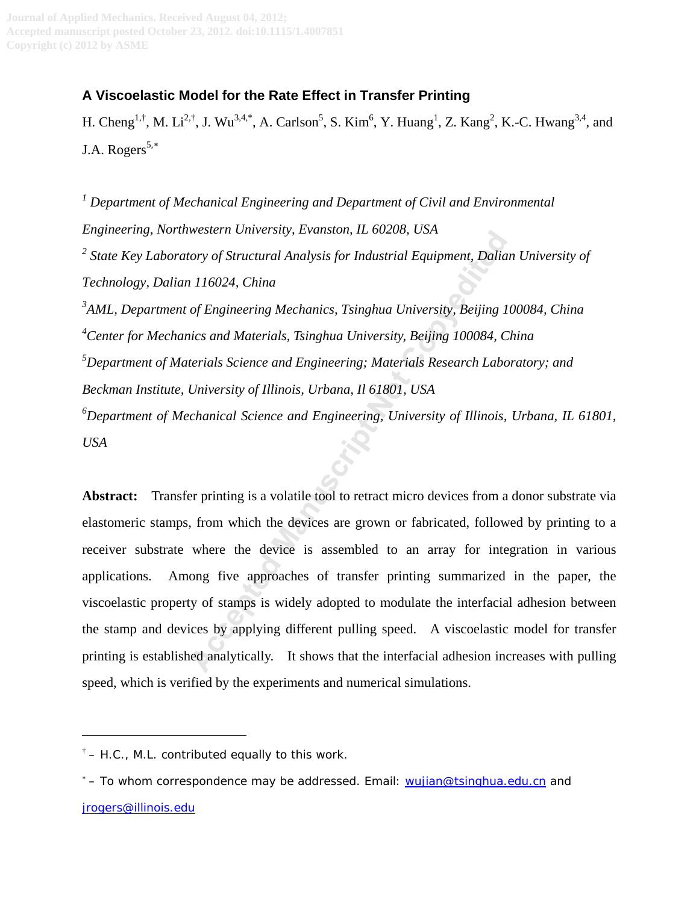# A Viscoelastic Model for the Rate Effect in Transfer Printing

H. Cheng[1,†], M. Li[2,†], J. Wu[3,4,*], A. Carlson[5], S. Kim[6], Y. Huang[1], Z. Kang[2], K.-C. Hwang[3,4], and J.A. Rogers[5,*]

[1] *Department of Mechanical Engineering and Department of Civil and Environmental Engineering, Northwestern University, Evanston, IL 60208, USA*

[2] *State Key Laboratory of Structural Analysis for Industrial Equipment, Dalian University of Technology, Dalian 116024, China*

[3] *AML, Department of Engineering Mechanics, Tsinghua University, Beijing 100084, China*

[4] *Center for Mechanics and Materials, Tsinghua University, Beijing 100084, China*

[5] *Department of Materials Science and Engineering; Materials Research Laboratory; and Beckman Institute, University of Illinois, Urbana, Il 61801, USA*

[6] *Department of Mechanical Science and Engineering, University of Illinois, Urbana, IL 61801, USA*

**Abstract:** Transfer printing is a volatile tool to retract micro devices from a donor substrate via elastomeric stamps, from which the devices are grown or fabricated, followed by printing to a receiver substrate where the device is assembled to an array for integration in various applications. Among five approaches of transfer printing summarized in the paper, the viscoelastic property of stamps is widely adopted to modulate the interfacial adhesion between the stamp and devices by applying different pulling speed. A viscoelastic model for transfer printing is established analytically. It shows that the interfacial adhesion increases with pulling speed, which is verified by the experiments and numerical simulations.

---

† – H.C., M.L. contributed equally to this work.

* – To whom correspondence may be addressed. Email: wujian@tsinghua.edu.cn and jrogers@illinois.edu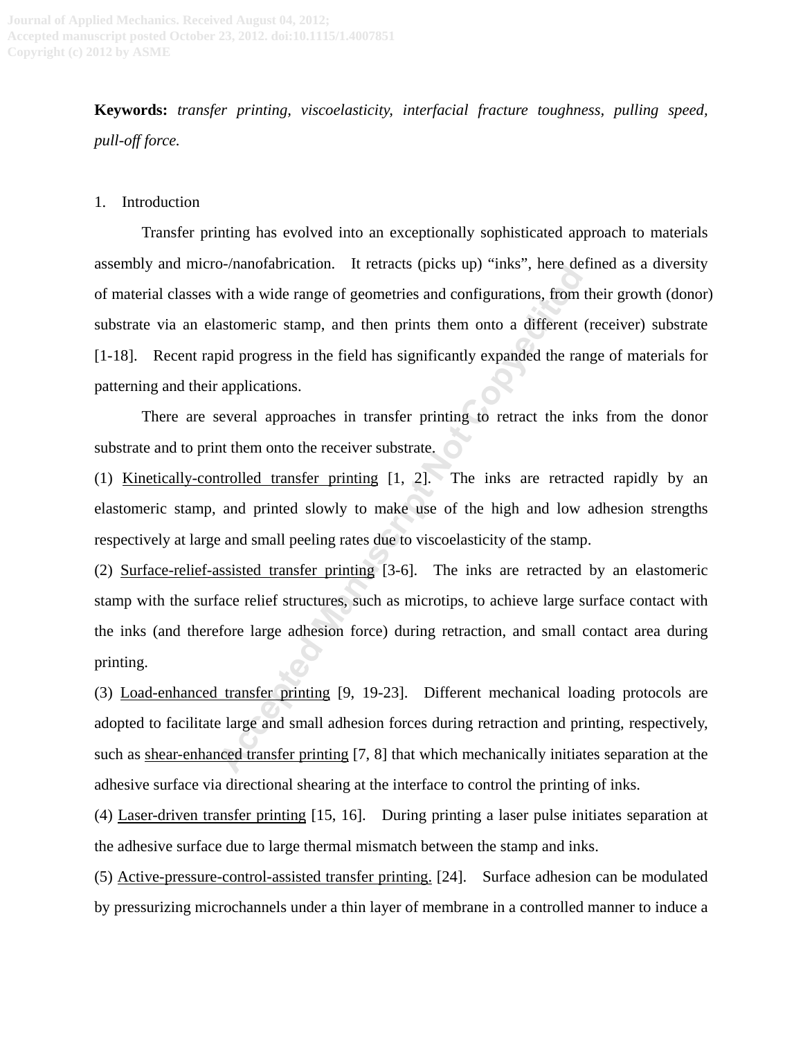**Keywords:** *transfer printing, viscoelasticity, interfacial fracture toughness, pulling speed, pull-off force.*

1. Introduction

Transfer printing has evolved into an exceptionally sophisticated approach to materials assembly and micro-/nanofabrication. It retracts (picks up) "inks", here defined as a diversity of material classes with a wide range of geometries and configurations, from their growth (donor) substrate via an elastomeric stamp, and then prints them onto a different (receiver) substrate [1-18]. Recent rapid progress in the field has significantly expanded the range of materials for patterning and their applications.

There are several approaches in transfer printing to retract the inks from the donor substrate and to print them onto the receiver substrate.

(1) Kinetically-controlled transfer printing [1, 2]. The inks are retracted rapidly by an elastomeric stamp, and printed slowly to make use of the high and low adhesion strengths respectively at large and small peeling rates due to viscoelasticity of the stamp.

(2) Surface-relief-assisted transfer printing [3-6]. The inks are retracted by an elastomeric stamp with the surface relief structures, such as microtips, to achieve large surface contact with the inks (and therefore large adhesion force) during retraction, and small contact area during printing.

(3) Load-enhanced transfer printing [9, 19-23]. Different mechanical loading protocols are adopted to facilitate large and small adhesion forces during retraction and printing, respectively, such as shear-enhanced transfer printing [7, 8] that which mechanically initiates separation at the adhesive surface via directional shearing at the interface to control the printing of inks.

(4) Laser-driven transfer printing [15, 16]. During printing a laser pulse initiates separation at the adhesive surface due to large thermal mismatch between the stamp and inks.

(5) Active-pressure-control-assisted transfer printing. [24]. Surface adhesion can be modulated by pressurizing microchannels under a thin layer of membrane in a controlled manner to induce a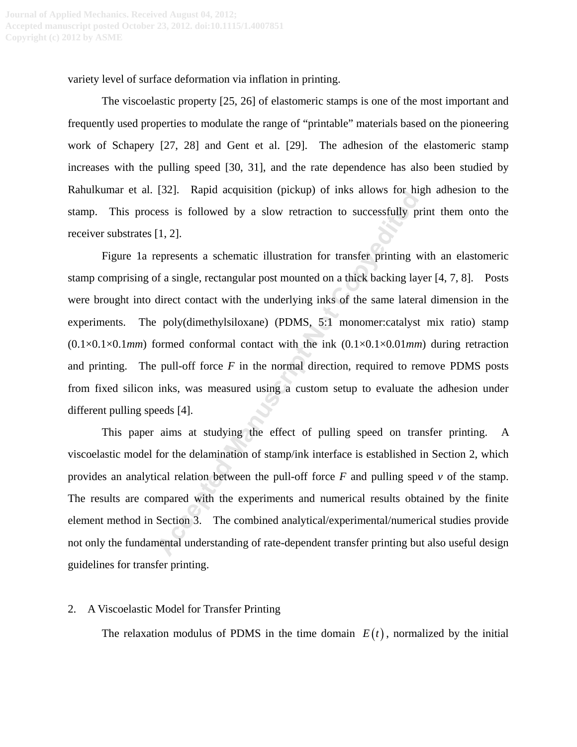variety level of surface deformation via inflation in printing.

The viscoelastic property [25, 26] of elastomeric stamps is one of the most important and frequently used properties to modulate the range of "printable" materials based on the pioneering work of Schapery [27, 28] and Gent et al. [29]. The adhesion of the elastomeric stamp increases with the pulling speed [30, 31], and the rate dependence has also been studied by Rahulkumar et al. [32]. Rapid acquisition (pickup) of inks allows for high adhesion to the stamp. This process is followed by a slow retraction to successfully print them onto the receiver substrates [1, 2].

Figure 1a represents a schematic illustration for transfer printing with an elastomeric stamp comprising of a single, rectangular post mounted on a thick backing layer [4, 7, 8]. Posts were brought into direct contact with the underlying inks of the same lateral dimension in the experiments. The poly(dimethylsiloxane) (PDMS, 5:1 monomer:catalyst mix ratio) stamp (0.1×0.1×0.1*mm*) formed conformal contact with the ink (0.1×0.1×0.01*mm*) during retraction and printing. The pull-off force $F$ in the normal direction, required to remove PDMS posts from fixed silicon inks, was measured using a custom setup to evaluate the adhesion under different pulling speeds [4].

This paper aims at studying the effect of pulling speed on transfer printing. A viscoelastic model for the delamination of stamp/ink interface is established in Section 2, which provides an analytical relation between the pull-off force $F$ and pulling speed $v$ of the stamp. The results are compared with the experiments and numerical results obtained by the finite element method in Section 3. The combined analytical/experimental/numerical studies provide not only the fundamental understanding of rate-dependent transfer printing but also useful design guidelines for transfer printing.

## 2. A Viscoelastic Model for Transfer Printing

The relaxation modulus of PDMS in the time domain $E(t)$, normalized by the initial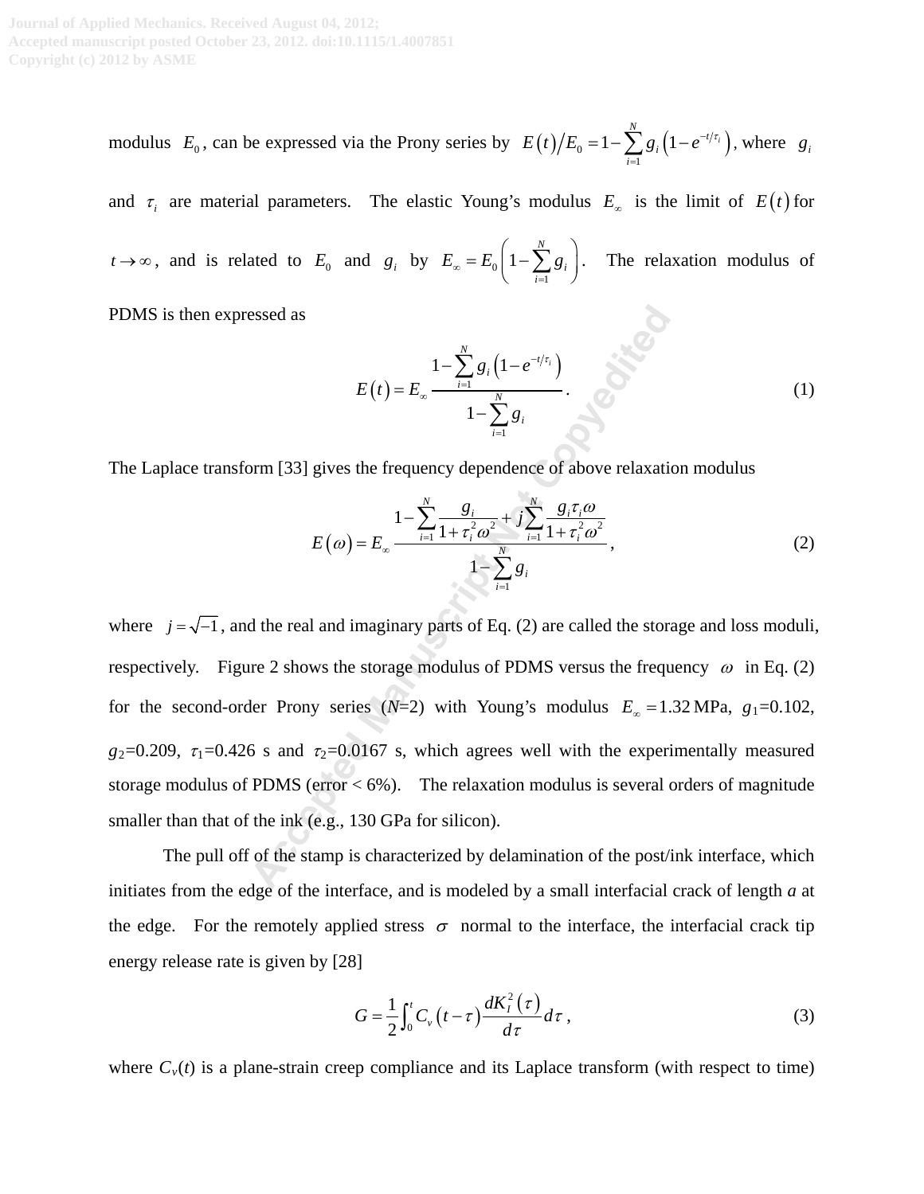modulus $E_0$, can be expressed via the Prony series by $E(t)/E_0 = 1 - \sum_{i=1}^{N} g_i \left(1 - e^{-t/\tau_i}\right)$, where $g_i$ and $\tau_i$ are material parameters. The elastic Young's modulus $E_\infty$ is the limit of $E(t)$ for $t \to \infty$, and is related to $E_0$ and $g_i$ by $E_\infty = E_0 \left(1 - \sum_{i=1}^{N} g_i\right)$. The relaxation modulus of PDMS is then expressed as

$$E(t) = E_\infty \frac{1 - \sum_{i=1}^{N} g_i \left(1 - e^{-t/\tau_i}\right)}{1 - \sum_{i=1}^{N} g_i}. \tag{1}$$

The Laplace transform [33] gives the frequency dependence of above relaxation modulus

$$E(\omega) = E_\infty \frac{1 - \sum_{i=1}^{N} \frac{g_i}{1 + \tau_i^2 \omega^2} + j \sum_{i=1}^{N} \frac{g_i \tau_i \omega}{1 + \tau_i^2 \omega^2}}{1 - \sum_{i=1}^{N} g_i}, \tag{2}$$

where $j = \sqrt{-1}$, and the real and imaginary parts of Eq. (2) are called the storage and loss moduli, respectively. Figure 2 shows the storage modulus of PDMS versus the frequency $\omega$ in Eq. (2) for the second-order Prony series ($N$=2) with Young's modulus $E_\infty = 1.32$ MPa, $g_1$=0.102, $g_2$=0.209, $\tau_1$=0.426 s and $\tau_2$=0.0167 s, which agrees well with the experimentally measured storage modulus of PDMS (error < 6%). The relaxation modulus is several orders of magnitude smaller than that of the ink (e.g., 130 GPa for silicon).

The pull off of the stamp is characterized by delamination of the post/ink interface, which initiates from the edge of the interface, and is modeled by a small interfacial crack of length $a$ at the edge. For the remotely applied stress $\sigma$ normal to the interface, the interfacial crack tip energy release rate is given by [28]

$$G = \frac{1}{2} \int_0^t C_v (t - \tau) \frac{dK_I^2(\tau)}{d\tau} d\tau, \tag{3}$$

where $C_v(t)$ is a plane-strain creep compliance and its Laplace transform (with respect to time)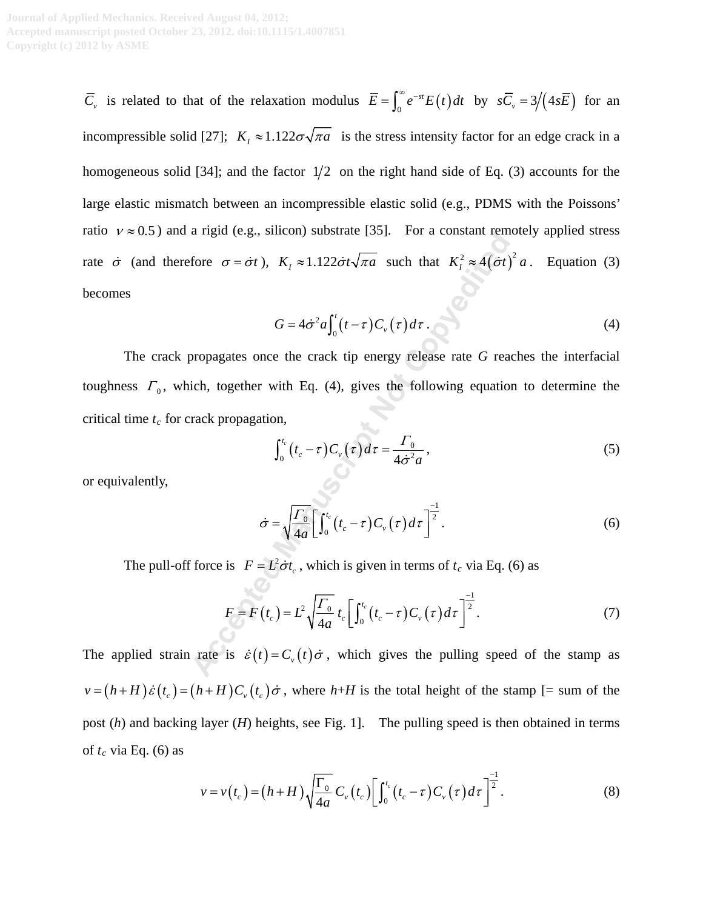$\bar{C}_v$ is related to that of the relaxation modulus $\bar{E} = \int_0^\infty e^{-st} E(t)\, dt$ by $s\bar{C}_v = 3/(4s\bar{E})$ for an incompressible solid [27]; $K_I \approx 1.122\sigma\sqrt{\pi a}$ is the stress intensity factor for an edge crack in a homogeneous solid [34]; and the factor $1/2$ on the right hand side of Eq. (3) accounts for the large elastic mismatch between an incompressible elastic solid (e.g., PDMS with the Poissons' ratio $\nu \approx 0.5$) and a rigid (e.g., silicon) substrate [35]. For a constant remotely applied stress rate $\dot{\sigma}$ (and therefore $\sigma = \dot{\sigma}t$), $K_I \approx 1.122\dot{\sigma}t\sqrt{\pi a}$ such that $K_I^2 \approx 4(\dot{\sigma}t)^2 a$. Equation (3) becomes

$$G = 4\dot{\sigma}^2 a \int_0^t (t-\tau) C_v(\tau)\, d\tau \,. \tag{4}$$

The crack propagates once the crack tip energy release rate $G$ reaches the interfacial toughness $\Gamma_0$, which, together with Eq. (4), gives the following equation to determine the critical time $t_c$ for crack propagation,

$$\int_0^{t_c} (t_c - \tau) C_v(\tau)\, d\tau = \frac{\Gamma_0}{4\dot{\sigma}^2 a}\,, \tag{5}$$

or equivalently,

$$\dot{\sigma} = \sqrt{\frac{\Gamma_0}{4a}} \left[ \int_0^{t_c} (t_c - \tau) C_v(\tau)\, d\tau \right]^{-\frac{1}{2}}. \tag{6}$$

The pull-off force is $F = L^2 \dot{\sigma} t_c$, which is given in terms of $t_c$ via Eq. (6) as

$$F = F(t_c) = L^2 \sqrt{\frac{\Gamma_0}{4a}}\, t_c \left[ \int_0^{t_c} (t_c - \tau) C_v(\tau)\, d\tau \right]^{-\frac{1}{2}}. \tag{7}$$

The applied strain rate is $\dot{\varepsilon}(t) = C_v(t)\dot{\sigma}$, which gives the pulling speed of the stamp as $v = (h+H)\dot{\varepsilon}(t_c) = (h+H) C_v(t_c)\dot{\sigma}$, where $h$+$H$ is the total height of the stamp [= sum of the post ($h$) and backing layer ($H$) heights, see Fig. 1]. The pulling speed is then obtained in terms of $t_c$ via Eq. (6) as

$$v = v(t_c) = (h+H)\sqrt{\frac{\Gamma_0}{4a}}\, C_v(t_c) \left[ \int_0^{t_c} (t_c - \tau) C_v(\tau)\, d\tau \right]^{-\frac{1}{2}}. \tag{8}$$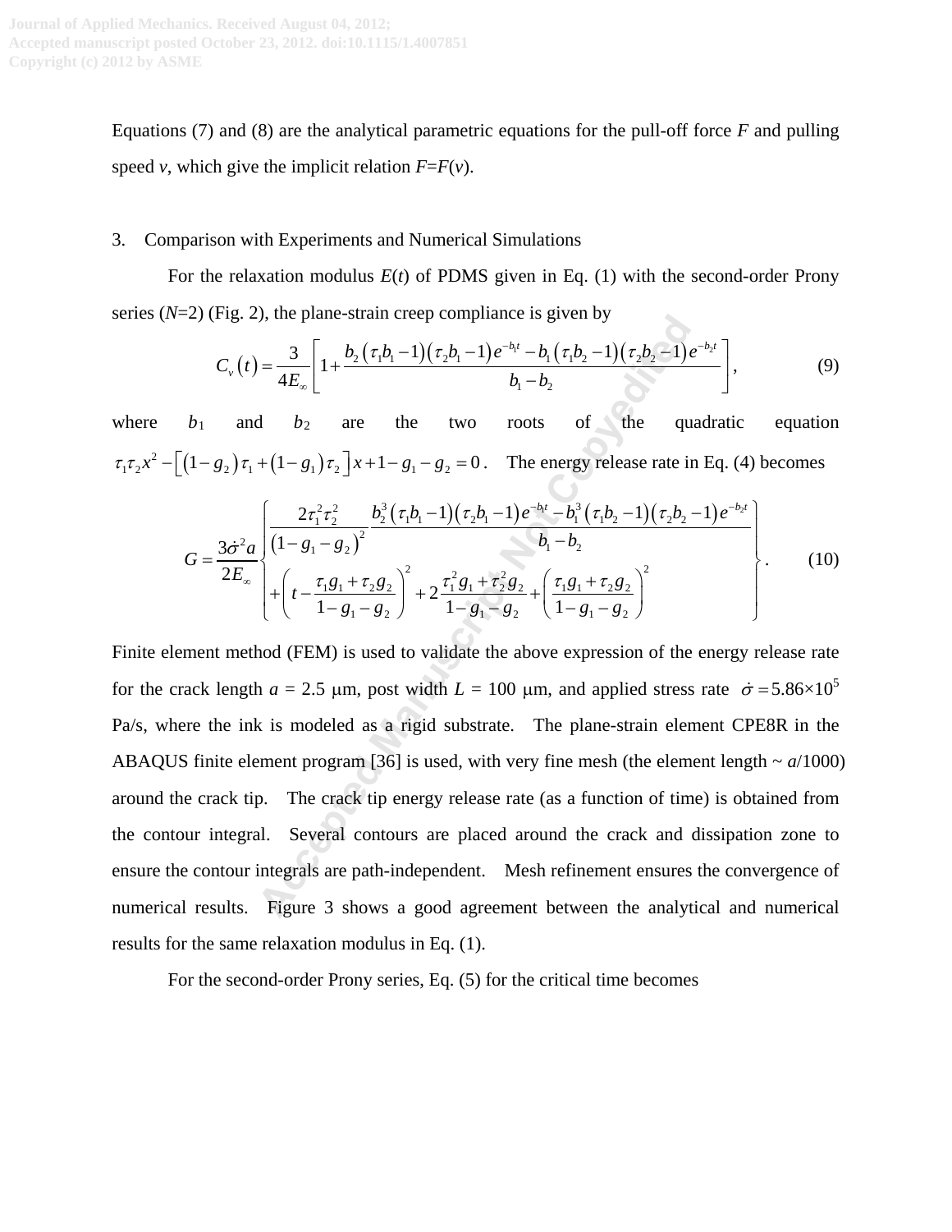Equations (7) and (8) are the analytical parametric equations for the pull-off force $F$ and pulling speed $v$, which give the implicit relation $F$=$F$($v$).

## 3. Comparison with Experiments and Numerical Simulations

For the relaxation modulus $E(t)$ of PDMS given in Eq. (1) with the second-order Prony series ($N$=2) (Fig. 2), the plane-strain creep compliance is given by

$$C_v(t) = \frac{3}{4E_\infty}\left[1 + \frac{b_2\left(\tau_1 b_1 - 1\right)\left(\tau_2 b_1 - 1\right)e^{-b_1 t} - b_1\left(\tau_1 b_2 - 1\right)\left(\tau_2 b_2 - 1\right)e^{-b_2 t}}{b_1 - b_2}\right], \tag{9}$$

where $b_1$ and $b_2$ are the two roots of the quadratic equation $\tau_1\tau_2 x^2 - \left[\left(1-g_2\right)\tau_1 + \left(1-g_1\right)\tau_2\right]x + 1 - g_1 - g_2 = 0$. The energy release rate in Eq. (4) becomes

$$G = \frac{3\dot{\sigma}^2 a}{2E_\infty}\left\{\begin{aligned}&\frac{2\tau_1^2\tau_2^2}{\left(1-g_1-g_2\right)^2}\frac{b_2^3\left(\tau_1 b_1 - 1\right)\left(\tau_2 b_1 - 1\right)e^{-b_1 t} - b_1^3\left(\tau_1 b_2 - 1\right)\left(\tau_2 b_2 - 1\right)e^{-b_2 t}}{b_1 - b_2}\\&+\left(t - \frac{\tau_1 g_1 + \tau_2 g_2}{1-g_1-g_2}\right)^2 + 2\frac{\tau_1^2 g_1 + \tau_2^2 g_2}{1-g_1-g_2} + \left(\frac{\tau_1 g_1 + \tau_2 g_2}{1-g_1-g_2}\right)^2\end{aligned}\right\}. \tag{10}$$

Finite element method (FEM) is used to validate the above expression of the energy release rate for the crack length $a$ = 2.5 μm, post width $L$ = 100 μm, and applied stress rate $\dot{\sigma} = 5.86\times10^5$ Pa/s, where the ink is modeled as a rigid substrate. The plane-strain element CPE8R in the ABAQUS finite element program [36] is used, with very fine mesh (the element length ~ $a$/1000) around the crack tip. The crack tip energy release rate (as a function of time) is obtained from the contour integral. Several contours are placed around the crack and dissipation zone to ensure the contour integrals are path-independent. Mesh refinement ensures the convergence of numerical results. Figure 3 shows a good agreement between the analytical and numerical results for the same relaxation modulus in Eq. (1).

For the second-order Prony series, Eq. (5) for the critical time becomes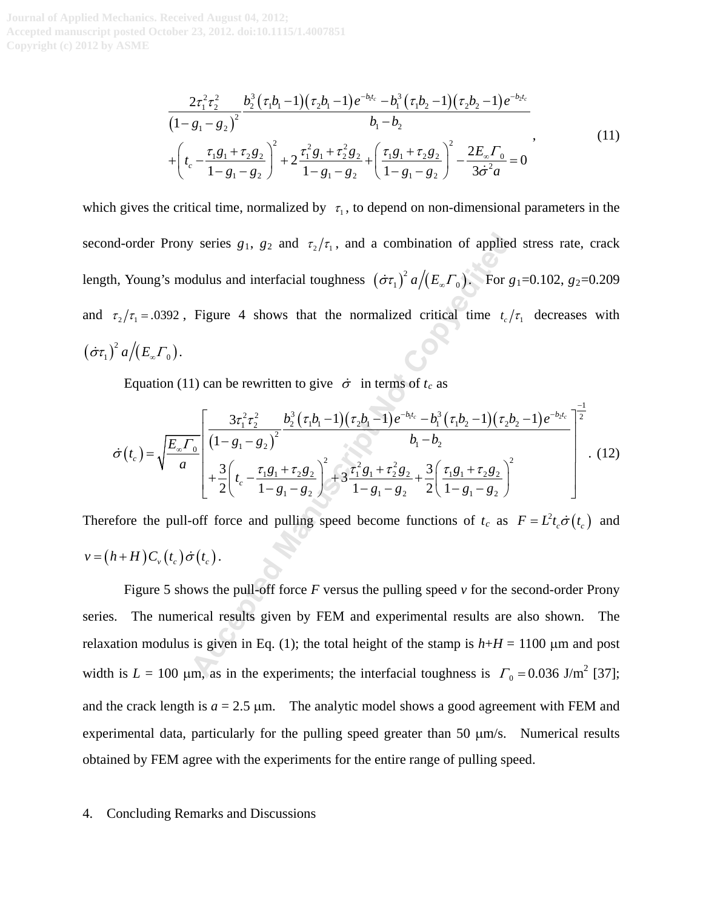$$\frac{2\tau_1^2\tau_2^2}{\left(1-g_1-g_2\right)^2}\frac{b_2^3\left(\tau_1 b_1-1\right)\left(\tau_2 b_1-1\right)e^{-b_1 t_c}-b_1^3\left(\tau_1 b_2-1\right)\left(\tau_2 b_2-1\right)e^{-b_2 t_c}}{b_1-b_2} \\ +\left(t_c-\frac{\tau_1 g_1+\tau_2 g_2}{1-g_1-g_2}\right)^2+2\frac{\tau_1^2 g_1+\tau_2^2 g_2}{1-g_1-g_2}+\left(\frac{\tau_1 g_1+\tau_2 g_2}{1-g_1-g_2}\right)^2-\frac{2E_\infty\Gamma_0}{3\dot{\sigma}^2 a}=0, \tag{11}$$

which gives the critical time, normalized by $\tau_1$, to depend on non-dimensional parameters in the second-order Prony series $g_1$, $g_2$ and $\tau_2/\tau_1$, and a combination of applied stress rate, crack length, Young's modulus and interfacial toughness $\left(\dot{\sigma}\tau_1\right)^2 a/\left(E_\infty\Gamma_0\right)$. For $g_1$=0.102, $g_2$=0.209 and $\tau_2/\tau_1=.0392$, Figure 4 shows that the normalized critical time $t_c/\tau_1$ decreases with $\left(\dot{\sigma}\tau_1\right)^2 a/\left(E_\infty\Gamma_0\right)$.

Equation (11) can be rewritten to give $\dot{\sigma}$ in terms of $t_c$ as

$$\dot{\sigma}\left(t_c\right)=\sqrt{\frac{E_\infty\Gamma_0}{a}}\left[\frac{3\tau_1^2\tau_2^2}{\left(1-g_1-g_2\right)^2}\frac{b_2^3\left(\tau_1 b_1-1\right)\left(\tau_2 b_1-1\right)e^{-b_1 t_c}-b_1^3\left(\tau_1 b_2-1\right)\left(\tau_2 b_2-1\right)e^{-b_2 t_c}}{b_1-b_2} \\ +\frac{3}{2}\left(t_c-\frac{\tau_1 g_1+\tau_2 g_2}{1-g_1-g_2}\right)^2+3\frac{\tau_1^2 g_1+\tau_2^2 g_2}{1-g_1-g_2}+\frac{3}{2}\left(\frac{\tau_1 g_1+\tau_2 g_2}{1-g_1-g_2}\right)^2\right]^{-\frac{1}{2}}. \tag{12}$$

Therefore the pull-off force and pulling speed become functions of $t_c$ as $F=L^2 t_c\dot{\sigma}\left(t_c\right)$ and $v=\left(h+H\right)C_v\left(t_c\right)\dot{\sigma}\left(t_c\right)$.

Figure 5 shows the pull-off force *F* versus the pulling speed *v* for the second-order Prony series. The numerical results given by FEM and experimental results are also shown. The relaxation modulus is given in Eq. (1); the total height of the stamp is *h*+*H* = 1100 μm and post width is *L* = 100 μm, as in the experiments; the interfacial toughness is $\Gamma_0=0.036$ J/m$^2$ [37]; and the crack length is *a* = 2.5 μm. The analytic model shows a good agreement with FEM and experimental data, particularly for the pulling speed greater than 50 μm/s. Numerical results obtained by FEM agree with the experiments for the entire range of pulling speed.

## 4. Concluding Remarks and Discussions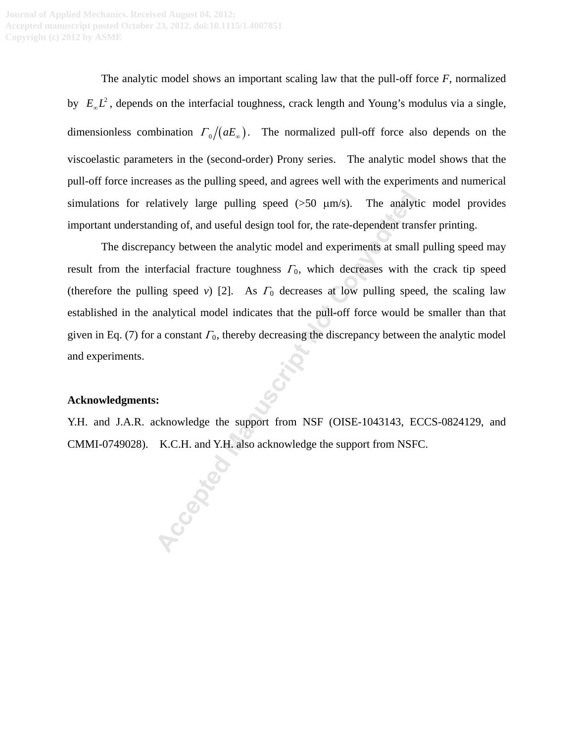The analytic model shows an important scaling law that the pull-off force *F*, normalized by $E_\infty L^2$, depends on the interfacial toughness, crack length and Young's modulus via a single, dimensionless combination $\Gamma_0/(aE_\infty)$. The normalized pull-off force also depends on the viscoelastic parameters in the (second-order) Prony series. The analytic model shows that the pull-off force increases as the pulling speed, and agrees well with the experiments and numerical simulations for relatively large pulling speed (>50 μm/s). The analytic model provides important understanding of, and useful design tool for, the rate-dependent transfer printing.

The discrepancy between the analytic model and experiments at small pulling speed may result from the interfacial fracture toughness $\Gamma_0$, which decreases with the crack tip speed (therefore the pulling speed *v*) [2]. As $\Gamma_0$ decreases at low pulling speed, the scaling law established in the analytical model indicates that the pull-off force would be smaller than that given in Eq. (7) for a constant $\Gamma_0$, thereby decreasing the discrepancy between the analytic model and experiments.

**Acknowledgments:**

Y.H. and J.A.R. acknowledge the support from NSF (OISE-1043143, ECCS-0824129, and CMMI-0749028). K.C.H. and Y.H. also acknowledge the support from NSFC.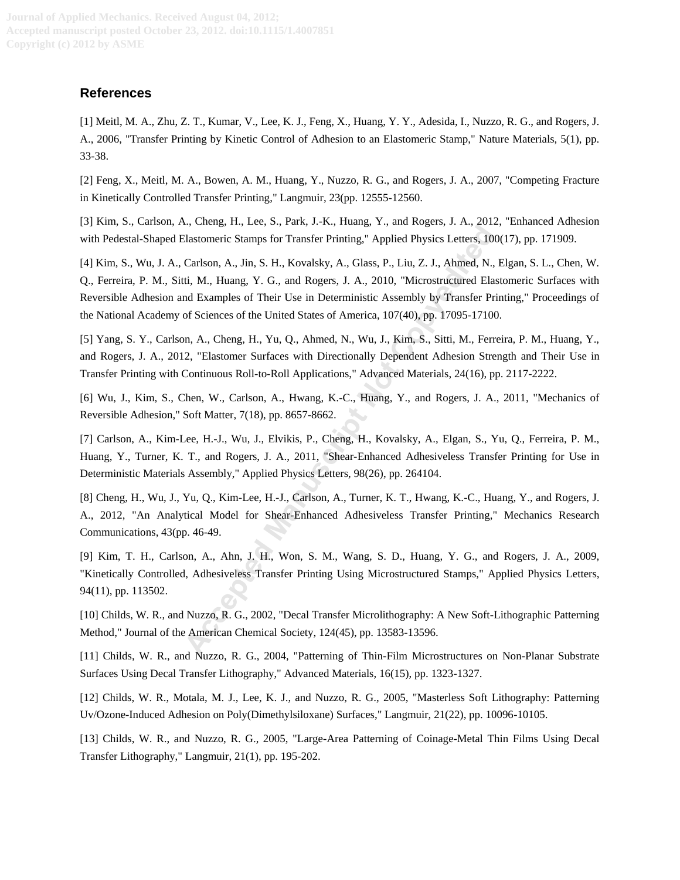## References

[1] Meitl, M. A., Zhu, Z. T., Kumar, V., Lee, K. J., Feng, X., Huang, Y. Y., Adesida, I., Nuzzo, R. G., and Rogers, J. A., 2006, "Transfer Printing by Kinetic Control of Adhesion to an Elastomeric Stamp," Nature Materials, 5(1), pp. 33-38.

[2] Feng, X., Meitl, M. A., Bowen, A. M., Huang, Y., Nuzzo, R. G., and Rogers, J. A., 2007, "Competing Fracture in Kinetically Controlled Transfer Printing," Langmuir, 23(pp. 12555-12560.

[3] Kim, S., Carlson, A., Cheng, H., Lee, S., Park, J.-K., Huang, Y., and Rogers, J. A., 2012, "Enhanced Adhesion with Pedestal-Shaped Elastomeric Stamps for Transfer Printing," Applied Physics Letters, 100(17), pp. 171909.

[4] Kim, S., Wu, J. A., Carlson, A., Jin, S. H., Kovalsky, A., Glass, P., Liu, Z. J., Ahmed, N., Elgan, S. L., Chen, W. Q., Ferreira, P. M., Sitti, M., Huang, Y. G., and Rogers, J. A., 2010, "Microstructured Elastomeric Surfaces with Reversible Adhesion and Examples of Their Use in Deterministic Assembly by Transfer Printing," Proceedings of the National Academy of Sciences of the United States of America, 107(40), pp. 17095-17100.

[5] Yang, S. Y., Carlson, A., Cheng, H., Yu, Q., Ahmed, N., Wu, J., Kim, S., Sitti, M., Ferreira, P. M., Huang, Y., and Rogers, J. A., 2012, "Elastomer Surfaces with Directionally Dependent Adhesion Strength and Their Use in Transfer Printing with Continuous Roll-to-Roll Applications," Advanced Materials, 24(16), pp. 2117-2222.

[6] Wu, J., Kim, S., Chen, W., Carlson, A., Hwang, K.-C., Huang, Y., and Rogers, J. A., 2011, "Mechanics of Reversible Adhesion," Soft Matter, 7(18), pp. 8657-8662.

[7] Carlson, A., Kim-Lee, H.-J., Wu, J., Elvikis, P., Cheng, H., Kovalsky, A., Elgan, S., Yu, Q., Ferreira, P. M., Huang, Y., Turner, K. T., and Rogers, J. A., 2011, "Shear-Enhanced Adhesiveless Transfer Printing for Use in Deterministic Materials Assembly," Applied Physics Letters, 98(26), pp. 264104.

[8] Cheng, H., Wu, J., Yu, Q., Kim-Lee, H.-J., Carlson, A., Turner, K. T., Hwang, K.-C., Huang, Y., and Rogers, J. A., 2012, "An Analytical Model for Shear-Enhanced Adhesiveless Transfer Printing," Mechanics Research Communications, 43(pp. 46-49.

[9] Kim, T. H., Carlson, A., Ahn, J. H., Won, S. M., Wang, S. D., Huang, Y. G., and Rogers, J. A., 2009, "Kinetically Controlled, Adhesiveless Transfer Printing Using Microstructured Stamps," Applied Physics Letters, 94(11), pp. 113502.

[10] Childs, W. R., and Nuzzo, R. G., 2002, "Decal Transfer Microlithography: A New Soft-Lithographic Patterning Method," Journal of the American Chemical Society, 124(45), pp. 13583-13596.

[11] Childs, W. R., and Nuzzo, R. G., 2004, "Patterning of Thin-Film Microstructures on Non-Planar Substrate Surfaces Using Decal Transfer Lithography," Advanced Materials, 16(15), pp. 1323-1327.

[12] Childs, W. R., Motala, M. J., Lee, K. J., and Nuzzo, R. G., 2005, "Masterless Soft Lithography: Patterning Uv/Ozone-Induced Adhesion on Poly(Dimethylsiloxane) Surfaces," Langmuir, 21(22), pp. 10096-10105.

[13] Childs, W. R., and Nuzzo, R. G., 2005, "Large-Area Patterning of Coinage-Metal Thin Films Using Decal Transfer Lithography," Langmuir, 21(1), pp. 195-202.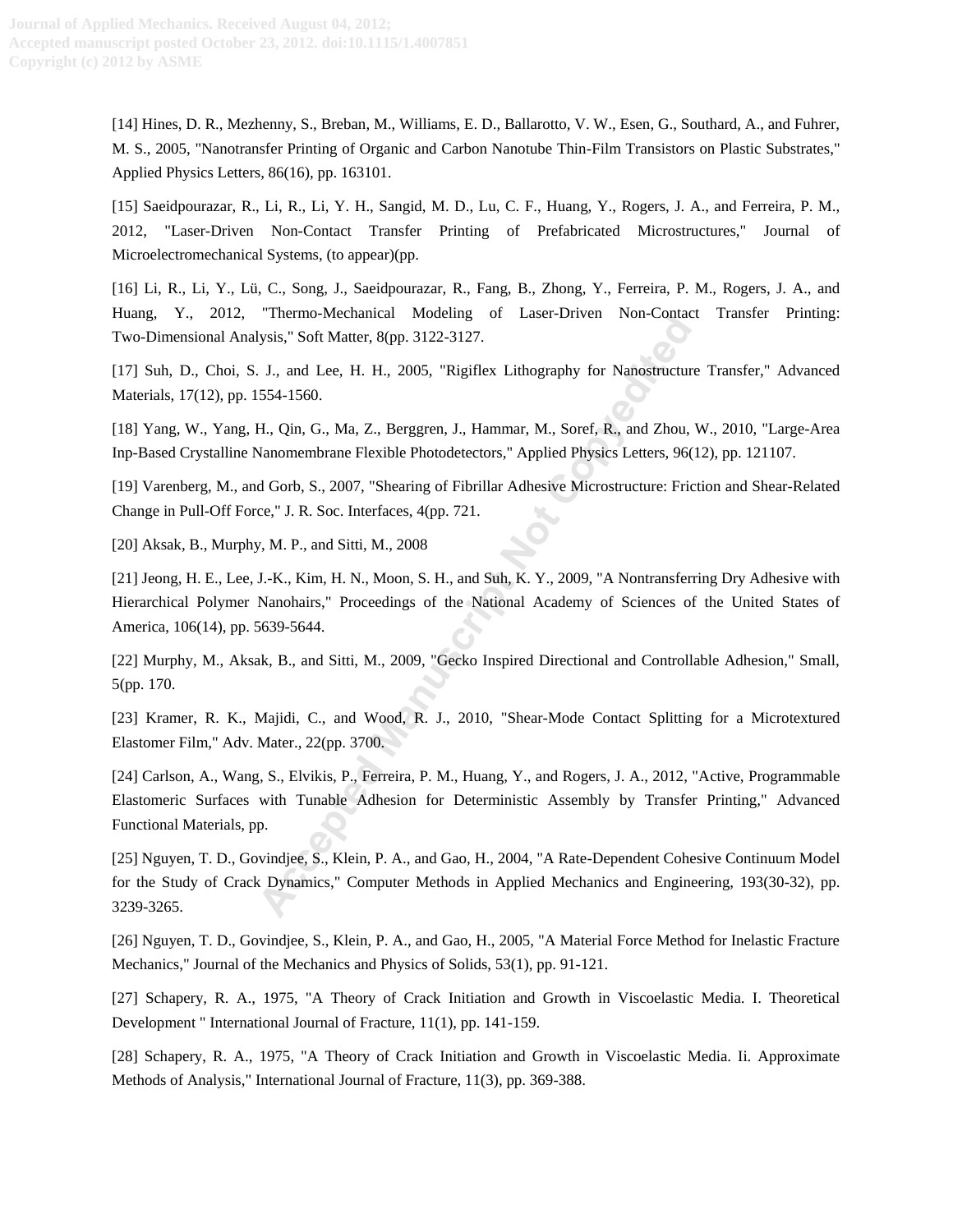[14] Hines, D. R., Mezhenny, S., Breban, M., Williams, E. D., Ballarotto, V. W., Esen, G., Southard, A., and Fuhrer, M. S., 2005, "Nanotransfer Printing of Organic and Carbon Nanotube Thin-Film Transistors on Plastic Substrates," Applied Physics Letters, 86(16), pp. 163101.

[15] Saeidpourazar, R., Li, R., Li, Y. H., Sangid, M. D., Lu, C. F., Huang, Y., Rogers, J. A., and Ferreira, P. M., 2012, "Laser-Driven Non-Contact Transfer Printing of Prefabricated Microstructures," Journal of Microelectromechanical Systems, (to appear)(pp.

[16] Li, R., Li, Y., Lü, C., Song, J., Saeidpourazar, R., Fang, B., Zhong, Y., Ferreira, P. M., Rogers, J. A., and Huang, Y., 2012, "Thermo-Mechanical Modeling of Laser-Driven Non-Contact Transfer Printing: Two-Dimensional Analysis," Soft Matter, 8(pp. 3122-3127.

[17] Suh, D., Choi, S. J., and Lee, H. H., 2005, "Rigiflex Lithography for Nanostructure Transfer," Advanced Materials, 17(12), pp. 1554-1560.

[18] Yang, W., Yang, H., Qin, G., Ma, Z., Berggren, J., Hammar, M., Soref, R., and Zhou, W., 2010, "Large-Area Inp-Based Crystalline Nanomembrane Flexible Photodetectors," Applied Physics Letters, 96(12), pp. 121107.

[19] Varenberg, M., and Gorb, S., 2007, "Shearing of Fibrillar Adhesive Microstructure: Friction and Shear-Related Change in Pull-Off Force," J. R. Soc. Interfaces, 4(pp. 721.

[20] Aksak, B., Murphy, M. P., and Sitti, M., 2008

[21] Jeong, H. E., Lee, J.-K., Kim, H. N., Moon, S. H., and Suh, K. Y., 2009, "A Nontransferring Dry Adhesive with Hierarchical Polymer Nanohairs," Proceedings of the National Academy of Sciences of the United States of America, 106(14), pp. 5639-5644.

[22] Murphy, M., Aksak, B., and Sitti, M., 2009, "Gecko Inspired Directional and Controllable Adhesion," Small, 5(pp. 170.

[23] Kramer, R. K., Majidi, C., and Wood, R. J., 2010, "Shear-Mode Contact Splitting for a Microtextured Elastomer Film," Adv. Mater., 22(pp. 3700.

[24] Carlson, A., Wang, S., Elvikis, P., Ferreira, P. M., Huang, Y., and Rogers, J. A., 2012, "Active, Programmable Elastomeric Surfaces with Tunable Adhesion for Deterministic Assembly by Transfer Printing," Advanced Functional Materials, pp.

[25] Nguyen, T. D., Govindjee, S., Klein, P. A., and Gao, H., 2004, "A Rate-Dependent Cohesive Continuum Model for the Study of Crack Dynamics," Computer Methods in Applied Mechanics and Engineering, 193(30-32), pp. 3239-3265.

[26] Nguyen, T. D., Govindjee, S., Klein, P. A., and Gao, H., 2005, "A Material Force Method for Inelastic Fracture Mechanics," Journal of the Mechanics and Physics of Solids, 53(1), pp. 91-121.

[27] Schapery, R. A., 1975, "A Theory of Crack Initiation and Growth in Viscoelastic Media. I. Theoretical Development " International Journal of Fracture, 11(1), pp. 141-159.

[28] Schapery, R. A., 1975, "A Theory of Crack Initiation and Growth in Viscoelastic Media. Ii. Approximate Methods of Analysis," International Journal of Fracture, 11(3), pp. 369-388.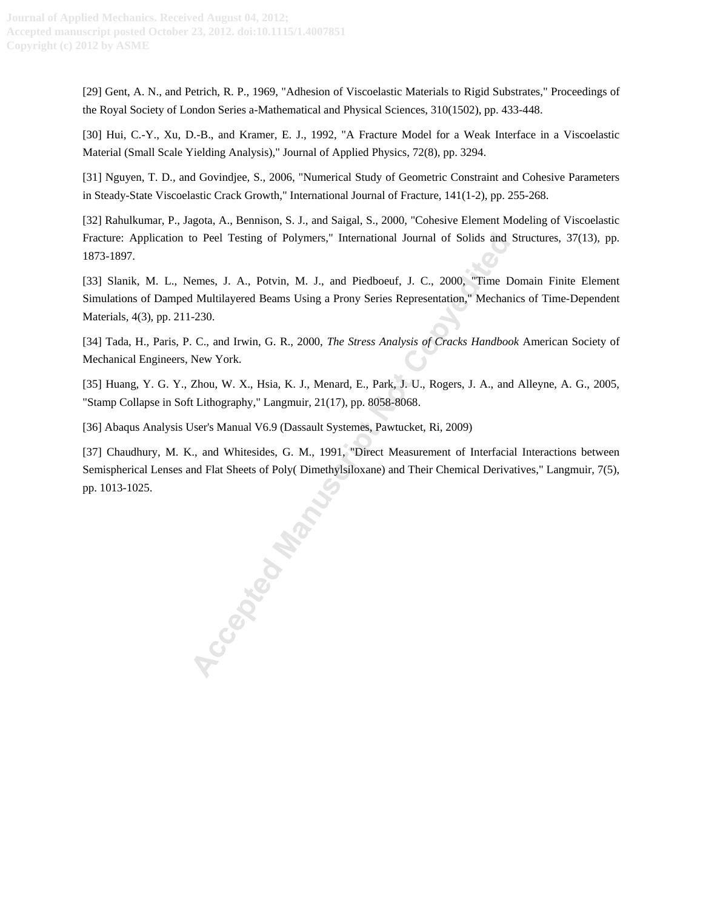[29] Gent, A. N., and Petrich, R. P., 1969, "Adhesion of Viscoelastic Materials to Rigid Substrates," Proceedings of the Royal Society of London Series a-Mathematical and Physical Sciences, 310(1502), pp. 433-448.

[30] Hui, C.-Y., Xu, D.-B., and Kramer, E. J., 1992, "A Fracture Model for a Weak Interface in a Viscoelastic Material (Small Scale Yielding Analysis)," Journal of Applied Physics, 72(8), pp. 3294.

[31] Nguyen, T. D., and Govindjee, S., 2006, "Numerical Study of Geometric Constraint and Cohesive Parameters in Steady-State Viscoelastic Crack Growth," International Journal of Fracture, 141(1-2), pp. 255-268.

[32] Rahulkumar, P., Jagota, A., Bennison, S. J., and Saigal, S., 2000, "Cohesive Element Modeling of Viscoelastic Fracture: Application to Peel Testing of Polymers," International Journal of Solids and Structures, 37(13), pp. 1873-1897.

[33] Slanik, M. L., Nemes, J. A., Potvin, M. J., and Piedboeuf, J. C., 2000, "Time Domain Finite Element Simulations of Damped Multilayered Beams Using a Prony Series Representation," Mechanics of Time-Dependent Materials, 4(3), pp. 211-230.

[34] Tada, H., Paris, P. C., and Irwin, G. R., 2000, *The Stress Analysis of Cracks Handbook* American Society of Mechanical Engineers, New York.

[35] Huang, Y. G. Y., Zhou, W. X., Hsia, K. J., Menard, E., Park, J. U., Rogers, J. A., and Alleyne, A. G., 2005, "Stamp Collapse in Soft Lithography," Langmuir, 21(17), pp. 8058-8068.

[36] Abaqus Analysis User's Manual V6.9 (Dassault Systemes, Pawtucket, Ri, 2009)

[37] Chaudhury, M. K., and Whitesides, G. M., 1991, "Direct Measurement of Interfacial Interactions between Semispherical Lenses and Flat Sheets of Poly( Dimethylsiloxane) and Their Chemical Derivatives," Langmuir, 7(5), pp. 1013-1025.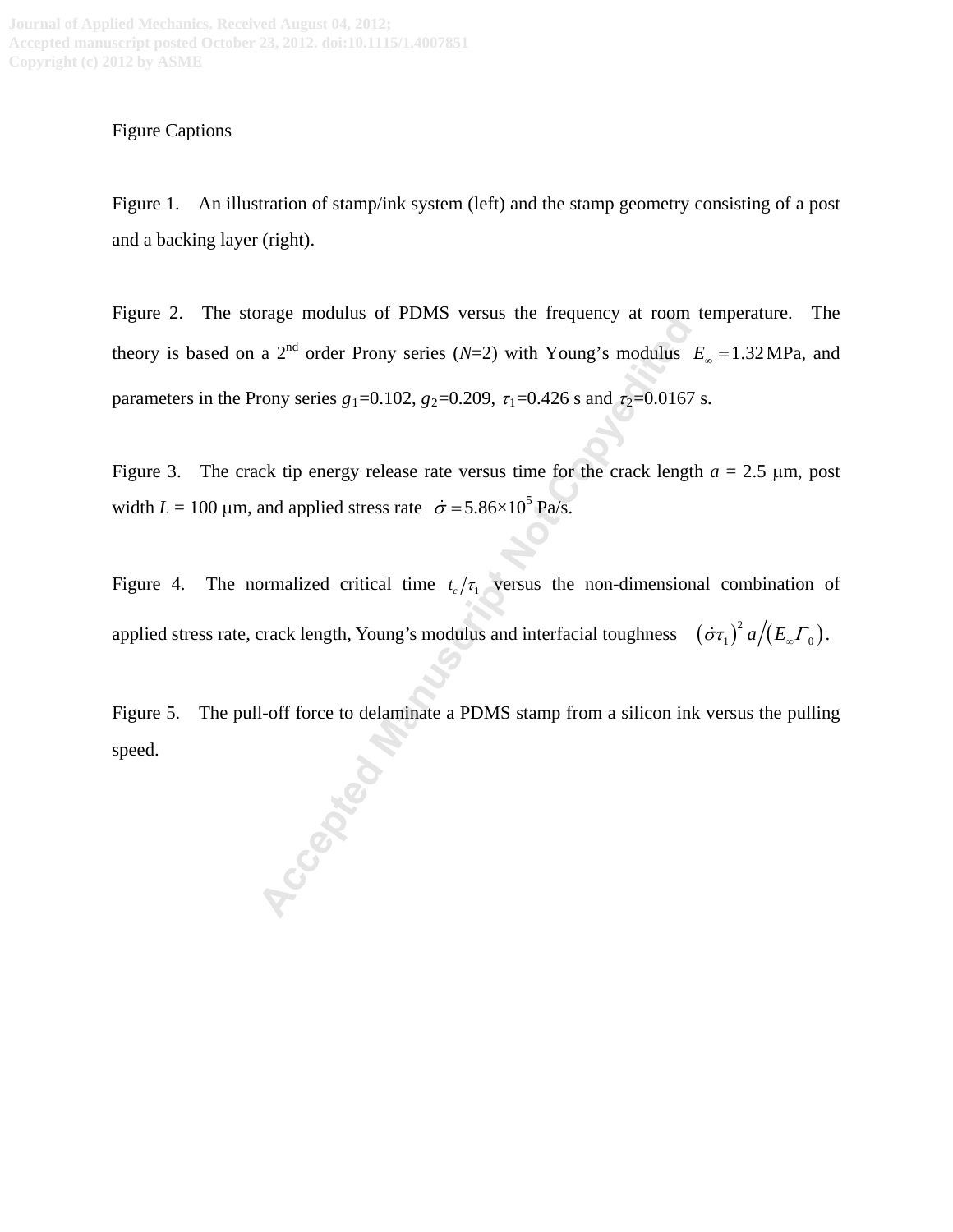Figure Captions

Figure 1. An illustration of stamp/ink system (left) and the stamp geometry consisting of a post and a backing layer (right).

Figure 2. The storage modulus of PDMS versus the frequency at room temperature. The theory is based on a 2nd order Prony series ($N$=2) with Young's modulus $E_{\infty} = 1.32$ MPa, and parameters in the Prony series $g_1$=0.102, $g_2$=0.209, $\tau_1$=0.426 s and $\tau_2$=0.0167 s.

Figure 3. The crack tip energy release rate versus time for the crack length $a$ = 2.5 μm, post width $L$ = 100 μm, and applied stress rate $\dot{\sigma} = 5.86 \times 10^5$ Pa/s.

Figure 4. The normalized critical time $t_c/\tau_1$ versus the non-dimensional combination of applied stress rate, crack length, Young's modulus and interfacial toughness $\left(\dot{\sigma}\tau_1\right)^2 a/\left(E_{\infty}\Gamma_0\right)$.

Figure 5. The pull-off force to delaminate a PDMS stamp from a silicon ink versus the pulling speed.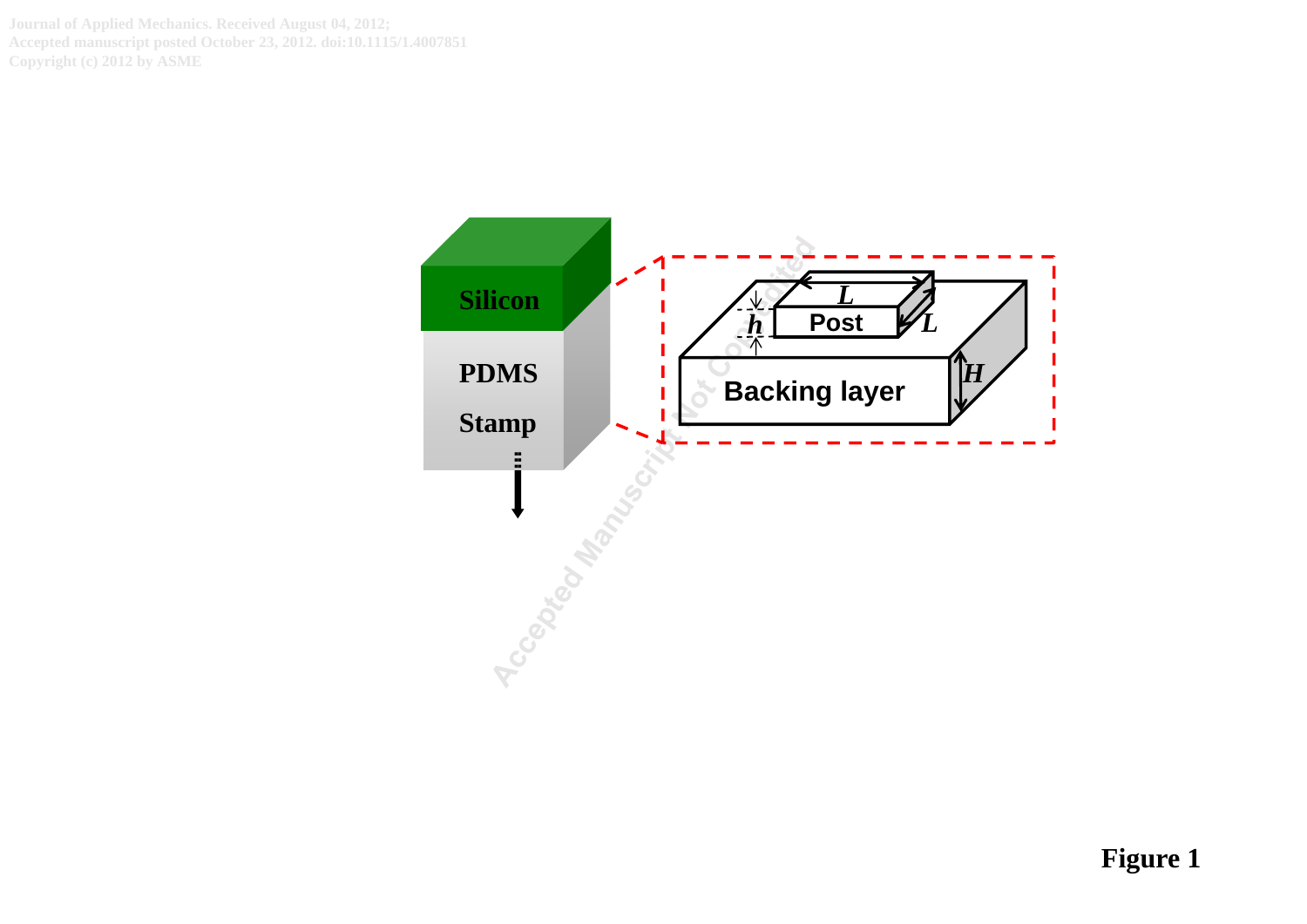Figure 1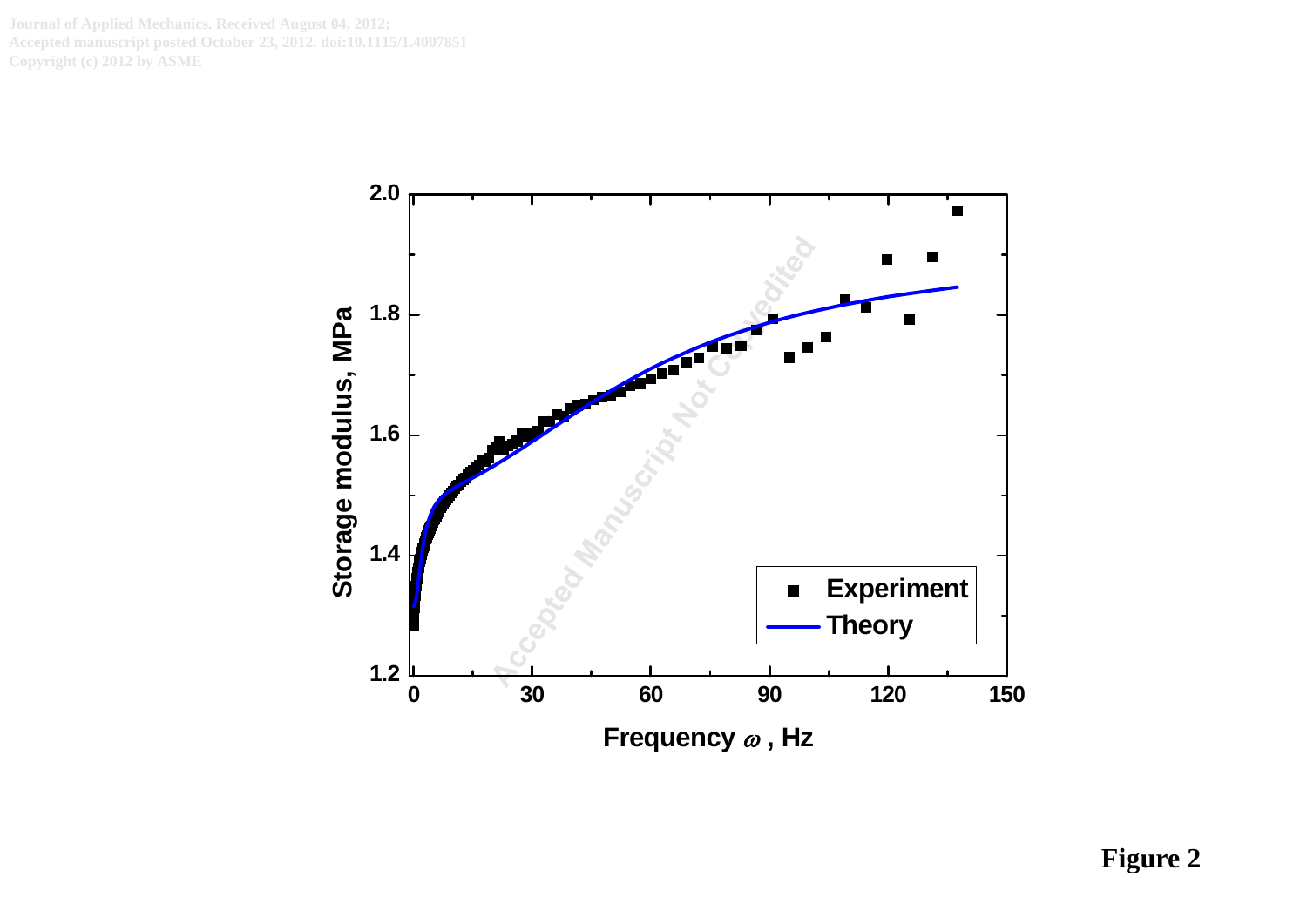Figure 2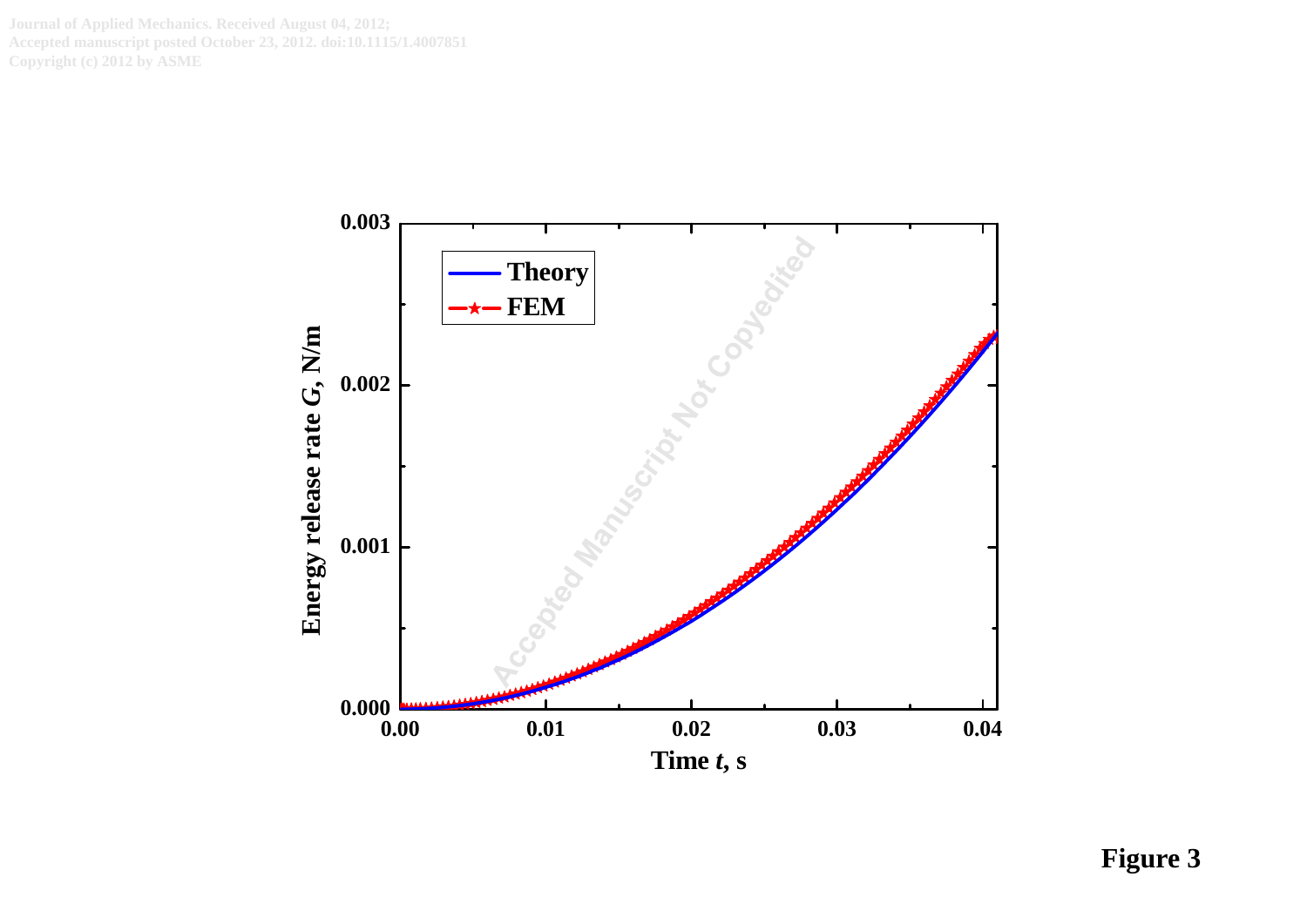Figure 3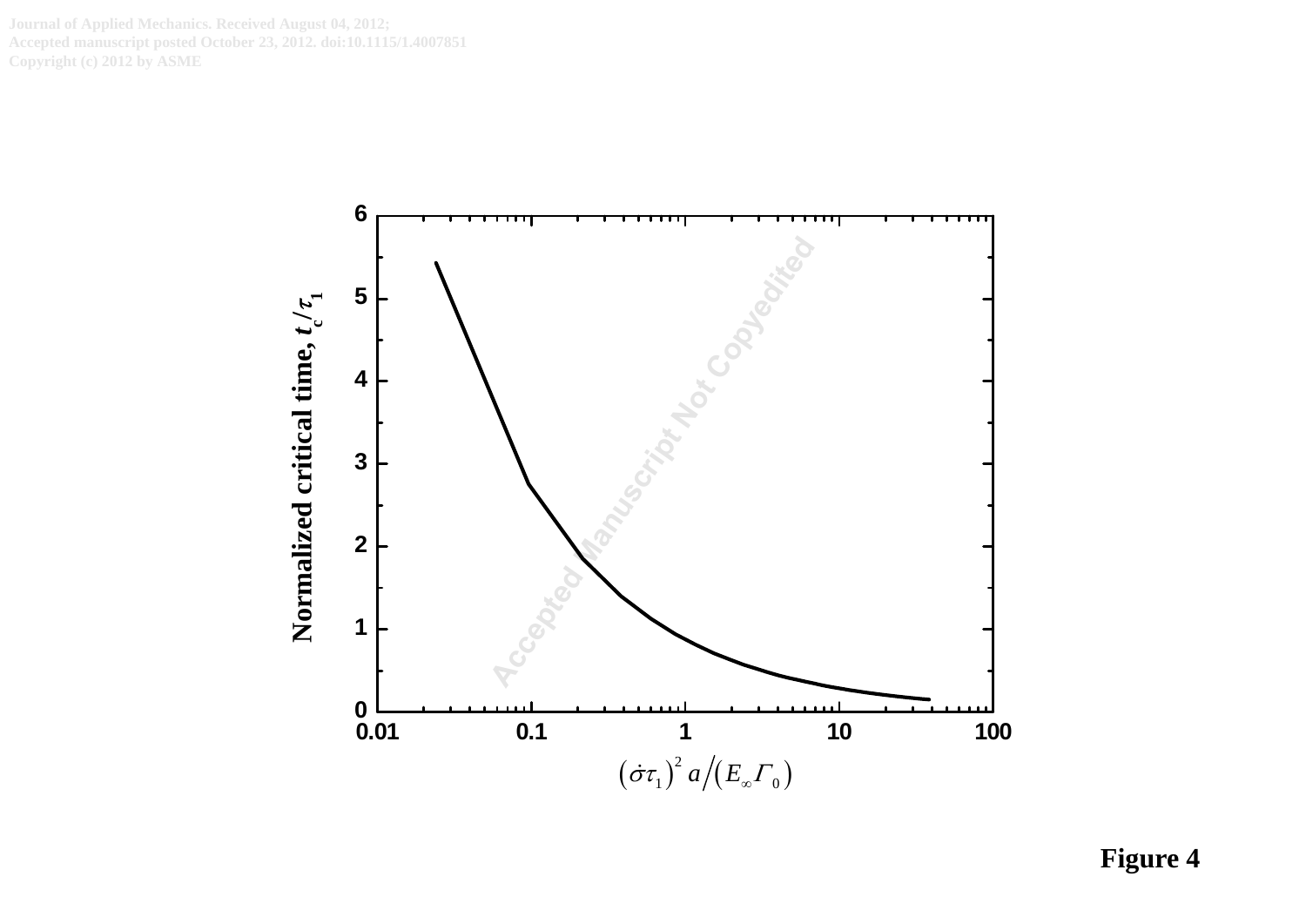Figure 4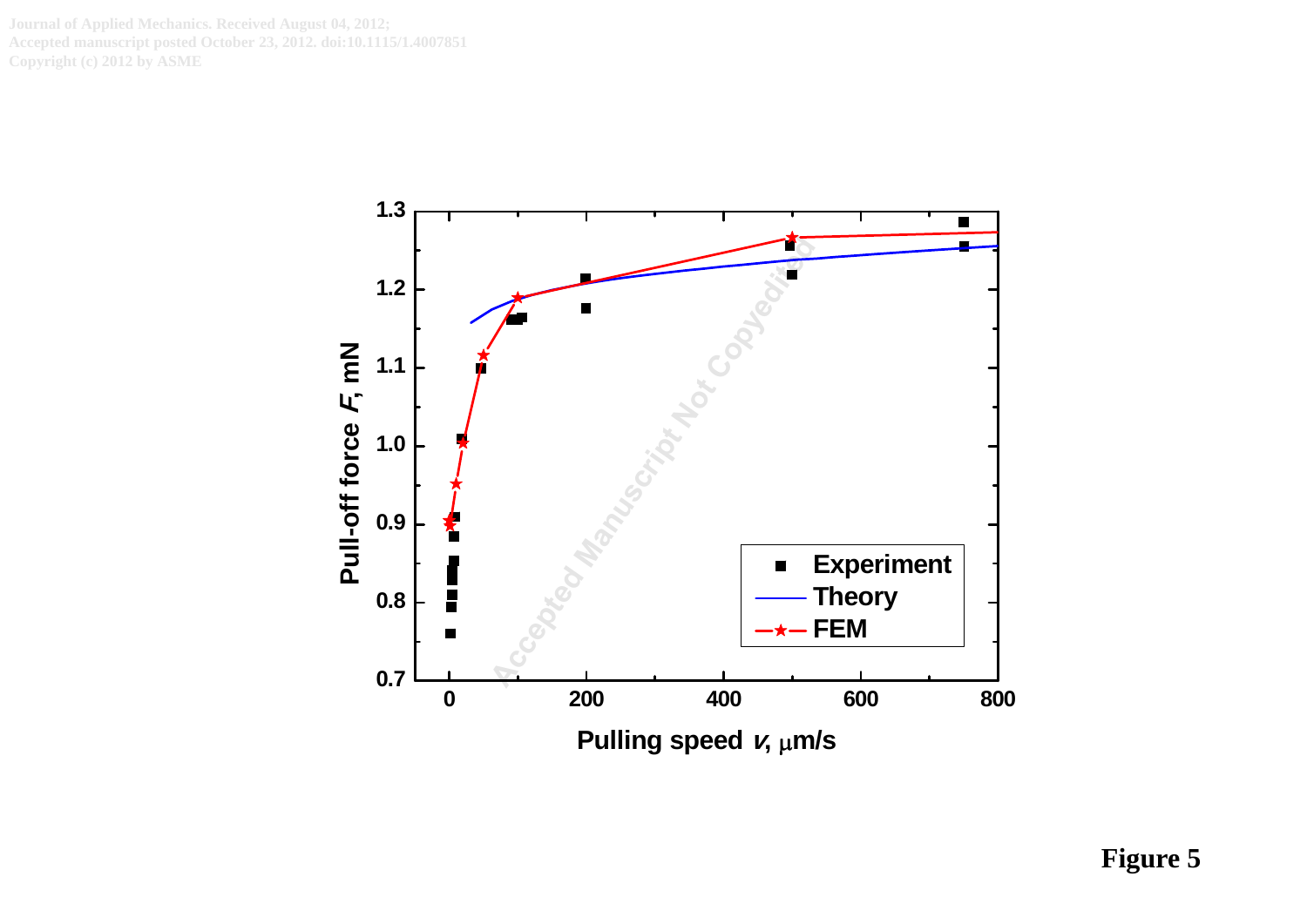Pull-off force $F$, mN

1.3

1.2

1.1

1.0

0.9

0.8

0.7

0

200

400

600

800

Pulling speed $v$, μm/s

Experiment

Theory

FEM

**Figure 5**